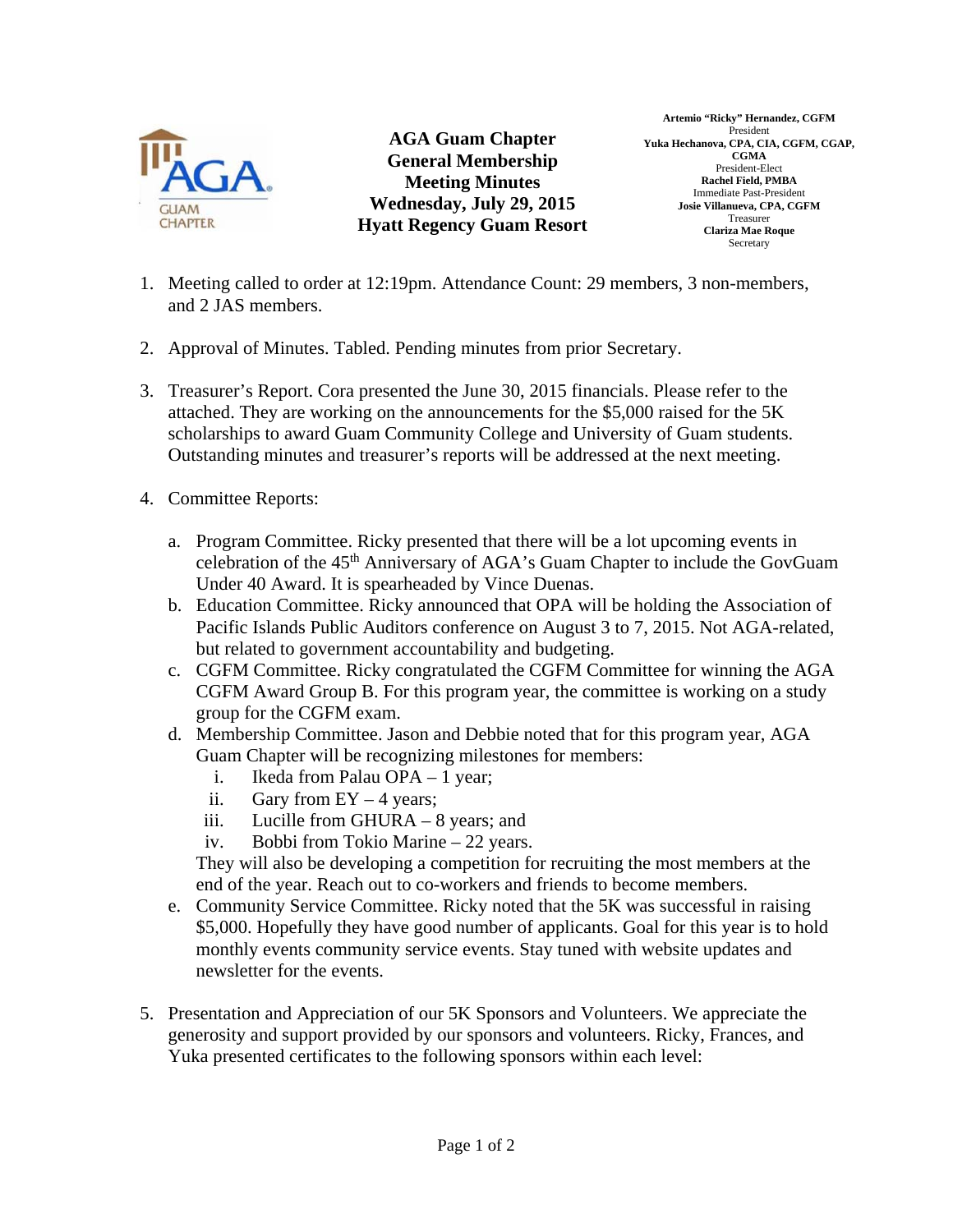# AGA Guam Chapter General Membership Meeting Minutes

**Wednesday, July 29, 2015**
**Hyatt Regency Guam Resort**

**Artemio "Ricky" Hernandez, CGFM**
President
**Yuka Hechanova, CPA, CIA, CGFM, CGAP, CGMA**
President-Elect
**Rachel Field, PMBA**
Immediate Past-President
**Josie Villanueva, CPA, CGFM**
Treasurer
**Clariza Mae Roque**
Secretary

1. Meeting called to order at 12:19pm. Attendance Count: 29 members, 3 non-members, and 2 JAS members.

2. Approval of Minutes. Tabled. Pending minutes from prior Secretary.

3. Treasurer's Report. Cora presented the June 30, 2015 financials. Please refer to the attached. They are working on the announcements for the $5,000 raised for the 5K scholarships to award Guam Community College and University of Guam students. Outstanding minutes and treasurer's reports will be addressed at the next meeting.

4. Committee Reports:

   a. Program Committee. Ricky presented that there will be a lot upcoming events in celebration of the 45th Anniversary of AGA's Guam Chapter to include the GovGuam Under 40 Award. It is spearheaded by Vince Duenas.
   b. Education Committee. Ricky announced that OPA will be holding the Association of Pacific Islands Public Auditors conference on August 3 to 7, 2015. Not AGA-related, but related to government accountability and budgeting.
   c. CGFM Committee. Ricky congratulated the CGFM Committee for winning the AGA CGFM Award Group B. For this program year, the committee is working on a study group for the CGFM exam.
   d. Membership Committee. Jason and Debbie noted that for this program year, AGA Guam Chapter will be recognizing milestones for members:
      i. Ikeda from Palau OPA – 1 year;
      ii. Gary from EY – 4 years;
      iii. Lucille from GHURA – 8 years; and
      iv. Bobbi from Tokio Marine – 22 years.

      They will also be developing a competition for recruiting the most members at the end of the year. Reach out to co-workers and friends to become members.
   e. Community Service Committee. Ricky noted that the 5K was successful in raising $5,000. Hopefully they have good number of applicants. Goal for this year is to hold monthly events community service events. Stay tuned with website updates and newsletter for the events.

5. Presentation and Appreciation of our 5K Sponsors and Volunteers. We appreciate the generosity and support provided by our sponsors and volunteers. Ricky, Frances, and Yuka presented certificates to the following sponsors within each level: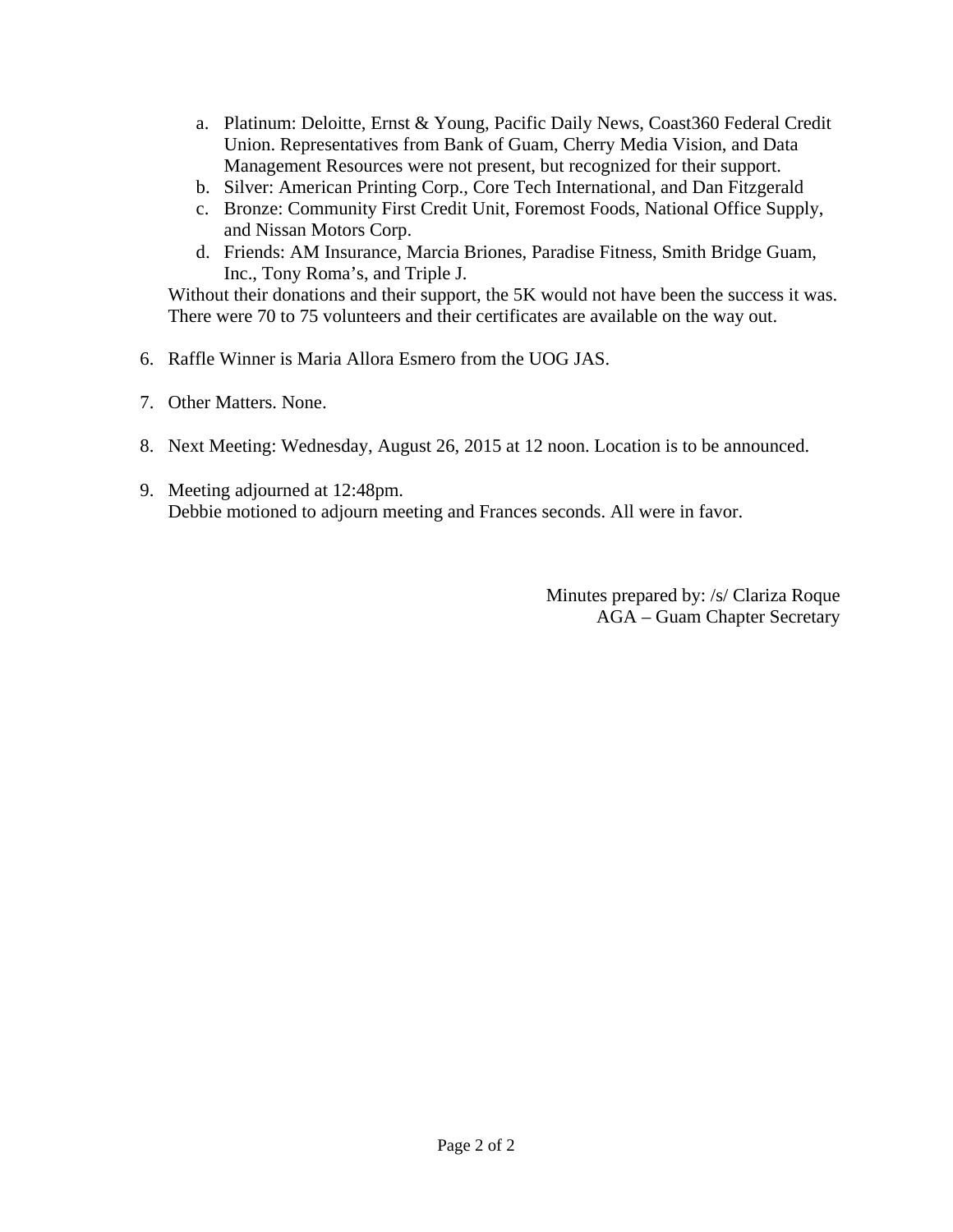a. Platinum: Deloitte, Ernst & Young, Pacific Daily News, Coast360 Federal Credit Union. Representatives from Bank of Guam, Cherry Media Vision, and Data Management Resources were not present, but recognized for their support.
  b. Silver: American Printing Corp., Core Tech International, and Dan Fitzgerald
  c. Bronze: Community First Credit Unit, Foremost Foods, National Office Supply, and Nissan Motors Corp.
  d. Friends: AM Insurance, Marcia Briones, Paradise Fitness, Smith Bridge Guam, Inc., Tony Roma's, and Triple J.

   Without their donations and their support, the 5K would not have been the success it was. There were 70 to 75 volunteers and their certificates are available on the way out.

6. Raffle Winner is Maria Allora Esmero from the UOG JAS.

7. Other Matters. None.

8. Next Meeting: Wednesday, August 26, 2015 at 12 noon. Location is to be announced.

9. Meeting adjourned at 12:48pm.
   Debbie motioned to adjourn meeting and Frances seconds. All were in favor.

Minutes prepared by: /s/ Clariza Roque
AGA – Guam Chapter Secretary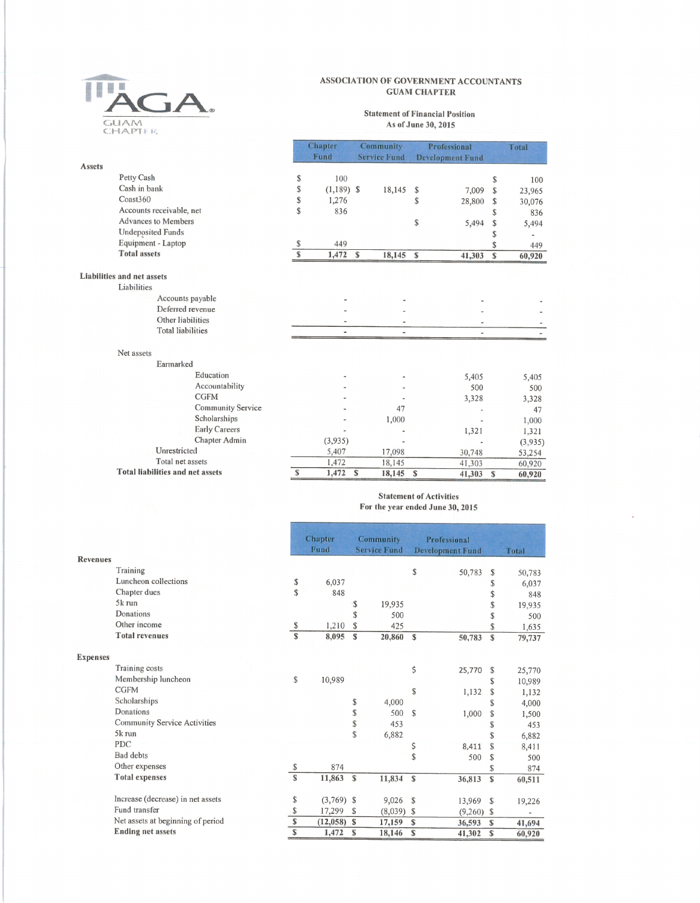AGA GUAM CHAPTER

# ASSOCIATION OF GOVERNMENT ACCOUNTANTS
## GUAM CHAPTER

### Statement of Financial Position
As of June 30, 2015

| | Chapter Fund | Community Service Fund | Professional Development Fund | Total |
|---|---|---|---|---|
| **Assets** | | | | |
| Petty Cash | $ 100 | | | $ 100 |
| Cash in bank | $ (1,189) | $ 18,145 | $ 7,009 | $ 23,965 |
| Coast360 | $ 1,276 | | $ 28,800 | $ 30,076 |
| Accounts receivable, net | $ 836 | | | $ 836 |
| Advances to Members | | | $ 5,494 | $ 5,494 |
| Undeposited Funds | | | | $ - |
| Equipment - Laptop | $ 449 | | | $ 449 |
| **Total assets** | **$ 1,472** | **$ 18,145** | **$ 41,303** | **$ 60,920** |
| **Liabilities and net assets** | | | | |
| Liabilities | | | | |
| Accounts payable | - | - | - | - |
| Deferred revenue | - | - | - | - |
| Other liabilities | - | - | - | - |
| Total liabilities | - | - | - | - |
| Net assets | | | | |
| Earmarked | | | | |
| Education | - | - | 5,405 | 5,405 |
| Accountability | - | - | 500 | 500 |
| CGFM | - | - | 3,328 | 3,328 |
| Community Service | - | 47 | - | 47 |
| Scholarships | - | 1,000 | - | 1,000 |
| Early Careers | - | - | 1,321 | 1,321 |
| Chapter Admin | (3,935) | - | - | (3,935) |
| Unrestricted | 5,407 | 17,098 | 30,748 | 53,254 |
| Total net assets | 1,472 | 18,145 | 41,303 | 60,920 |
| **Total liabilities and net assets** | **$ 1,472** | **$ 18,145** | **$ 41,303** | **$ 60,920** |

### Statement of Activities
For the year ended June 30, 2015

| | Chapter Fund | Community Service Fund | Professional Development Fund | Total |
|---|---|---|---|---|
| **Revenues** | | | | |
| Training | | | $ 50,783 | $ 50,783 |
| Luncheon collections | $ 6,037 | | | $ 6,037 |
| Chapter dues | $ 848 | | | $ 848 |
| 5k run | | $ 19,935 | | $ 19,935 |
| Donations | | $ 500 | | $ 500 |
| Other income | $ 1,210 | $ 425 | | $ 1,635 |
| **Total revenues** | **$ 8,095** | **$ 20,860** | **$ 50,783** | **$ 79,737** |
| **Expenses** | | | | |
| Training costs | | | $ 25,770 | $ 25,770 |
| Membership luncheon | $ 10,989 | | | $ 10,989 |
| CGFM | | | $ 1,132 | $ 1,132 |
| Scholarships | | $ 4,000 | | $ 4,000 |
| Donations | | $ 500 | $ 1,000 | $ 1,500 |
| Community Service Activities | | $ 453 | | $ 453 |
| 5k run | | $ 6,882 | | $ 6,882 |
| PDC | | | $ 8,411 | $ 8,411 |
| Bad debts | | | $ 500 | $ 500 |
| Other expenses | $ 874 | | | $ 874 |
| **Total expenses** | **$ 11,863** | **$ 11,834** | **$ 36,813** | **$ 60,511** |
| Increase (decrease) in net assets | $ (3,769) | $ 9,026 | $ 13,969 | $ 19,226 |
| Fund transfer | $ 17,299 | $ (8,039) | $ (9,260) | $ - |
| Net assets at beginning of period | $ (12,058) | $ 17,159 | $ 36,593 | $ 41,694 |
| **Ending net assets** | **$ 1,472** | **$ 18,146** | **$ 41,302** | **$ 60,920** |